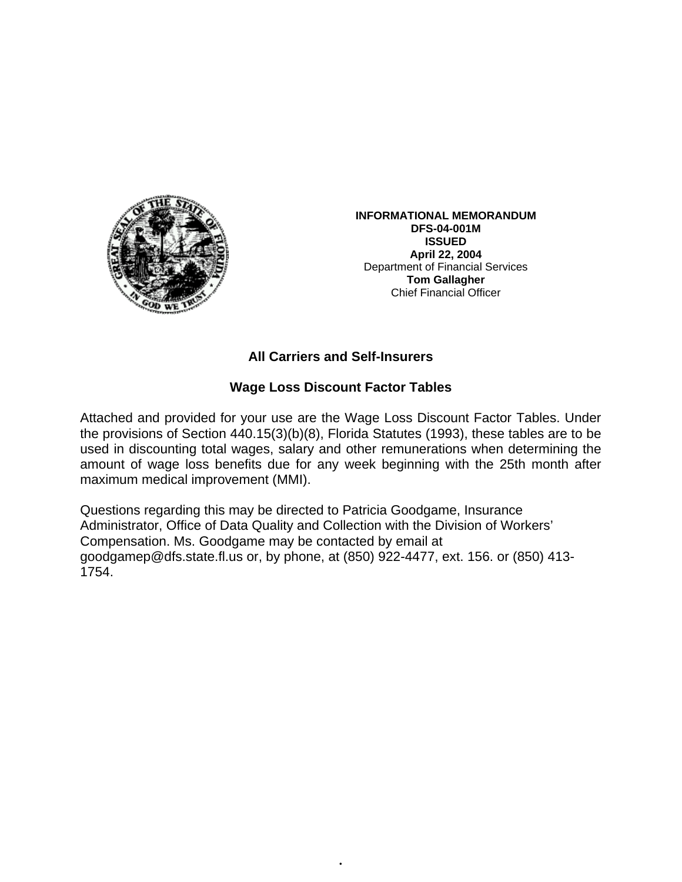**INFORMATIONAL MEMORANDUM**
**DFS-04-001M**
**ISSUED**
**April 22, 2004**
Department of Financial Services
**Tom Gallagher**
Chief Financial Officer

## All Carriers and Self-Insurers

## Wage Loss Discount Factor Tables

Attached and provided for your use are the Wage Loss Discount Factor Tables. Under the provisions of Section 440.15(3)(b)(8), Florida Statutes (1993), these tables are to be used in discounting total wages, salary and other remunerations when determining the amount of wage loss benefits due for any week beginning with the 25th month after maximum medical improvement (MMI).

Questions regarding this may be directed to Patricia Goodgame, Insurance Administrator, Office of Data Quality and Collection with the Division of Workers' Compensation. Ms. Goodgame may be contacted by email at goodgamep@dfs.state.fl.us or, by phone, at (850) 922-4477, ext. 156. or (850) 413-1754.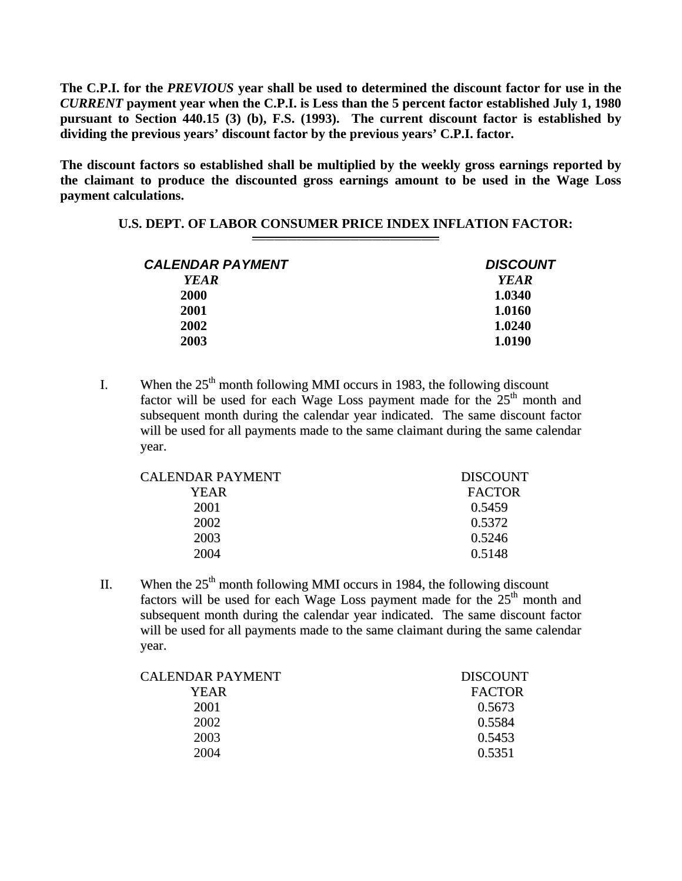**The C.P.I. for the *PREVIOUS* year shall be used to determined the discount factor for use in the *CURRENT* payment year when the C.P.I. is Less than the 5 percent factor established July 1, 1980 pursuant to Section 440.15 (3) (b), F.S. (1993). The current discount factor is established by dividing the previous years' discount factor by the previous years' C.P.I. factor.**

**The discount factors so established shall be multiplied by the weekly gross earnings reported by the claimant to produce the discounted gross earnings amount to be used in the Wage Loss payment calculations.**

**U.S. DEPT. OF LABOR CONSUMER PRICE INDEX INFLATION FACTOR:**

| ***CALENDAR PAYMENT YEAR*** | ***DISCOUNT YEAR*** |
|---|---|
| **2000** | **1.0340** |
| **2001** | **1.0160** |
| **2002** | **1.0240** |
| **2003** | **1.0190** |

I. When the 25th month following MMI occurs in 1983, the following discount factor will be used for each Wage Loss payment made for the 25th month and subsequent month during the calendar year indicated. The same discount factor will be used for all payments made to the same claimant during the same calendar year.

| CALENDAR PAYMENT YEAR | DISCOUNT FACTOR |
|---|---|
| 2001 | 0.5459 |
| 2002 | 0.5372 |
| 2003 | 0.5246 |
| 2004 | 0.5148 |

II. When the 25th month following MMI occurs in 1984, the following discount factors will be used for each Wage Loss payment made for the 25th month and subsequent month during the calendar year indicated. The same discount factor will be used for all payments made to the same claimant during the same calendar year.

| CALENDAR PAYMENT YEAR | DISCOUNT FACTOR |
|---|---|
| 2001 | 0.5673 |
| 2002 | 0.5584 |
| 2003 | 0.5453 |
| 2004 | 0.5351 |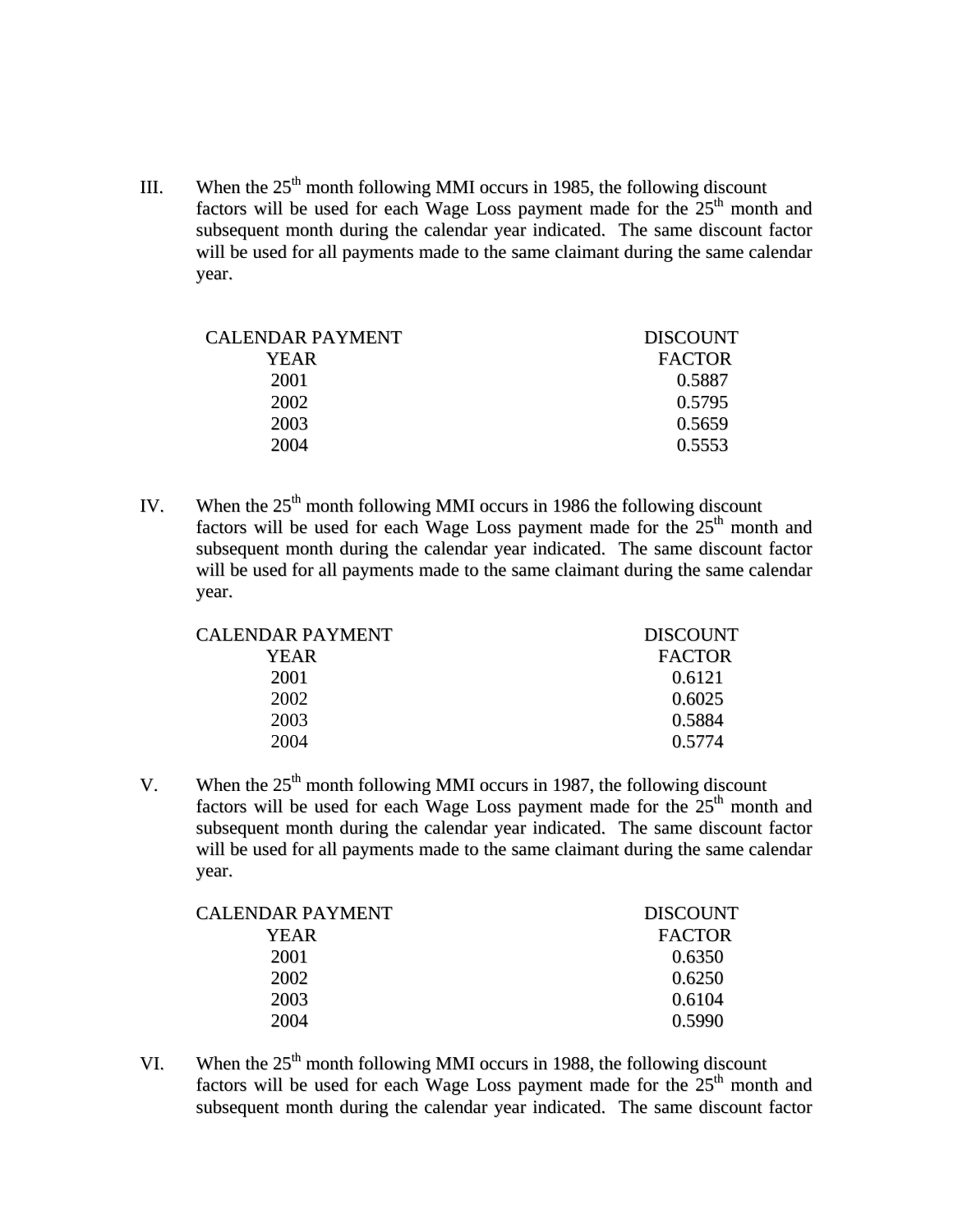III. When the 25th month following MMI occurs in 1985, the following discount factors will be used for each Wage Loss payment made for the 25th month and subsequent month during the calendar year indicated. The same discount factor will be used for all payments made to the same claimant during the same calendar year.

| CALENDAR PAYMENT YEAR | DISCOUNT FACTOR |
|---|---|
| 2001 | 0.5887 |
| 2002 | 0.5795 |
| 2003 | 0.5659 |
| 2004 | 0.5553 |

IV. When the 25th month following MMI occurs in 1986 the following discount factors will be used for each Wage Loss payment made for the 25th month and subsequent month during the calendar year indicated. The same discount factor will be used for all payments made to the same claimant during the same calendar year.

| CALENDAR PAYMENT YEAR | DISCOUNT FACTOR |
|---|---|
| 2001 | 0.6121 |
| 2002 | 0.6025 |
| 2003 | 0.5884 |
| 2004 | 0.5774 |

V. When the 25th month following MMI occurs in 1987, the following discount factors will be used for each Wage Loss payment made for the 25th month and subsequent month during the calendar year indicated. The same discount factor will be used for all payments made to the same claimant during the same calendar year.

| CALENDAR PAYMENT YEAR | DISCOUNT FACTOR |
|---|---|
| 2001 | 0.6350 |
| 2002 | 0.6250 |
| 2003 | 0.6104 |
| 2004 | 0.5990 |

VI. When the 25th month following MMI occurs in 1988, the following discount factors will be used for each Wage Loss payment made for the 25th month and subsequent month during the calendar year indicated. The same discount factor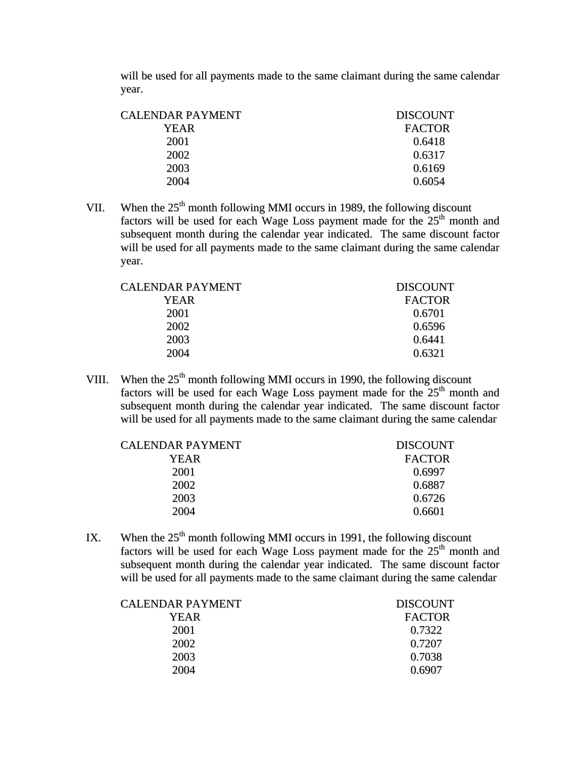will be used for all payments made to the same claimant during the same calendar year.

| CALENDAR PAYMENT YEAR | DISCOUNT FACTOR |
|---|---|
| 2001 | 0.6418 |
| 2002 | 0.6317 |
| 2003 | 0.6169 |
| 2004 | 0.6054 |

VII. When the 25th month following MMI occurs in 1989, the following discount factors will be used for each Wage Loss payment made for the 25th month and subsequent month during the calendar year indicated. The same discount factor will be used for all payments made to the same claimant during the same calendar year.

| CALENDAR PAYMENT YEAR | DISCOUNT FACTOR |
|---|---|
| 2001 | 0.6701 |
| 2002 | 0.6596 |
| 2003 | 0.6441 |
| 2004 | 0.6321 |

VIII. When the 25th month following MMI occurs in 1990, the following discount factors will be used for each Wage Loss payment made for the 25th month and subsequent month during the calendar year indicated. The same discount factor will be used for all payments made to the same claimant during the same calendar

| CALENDAR PAYMENT YEAR | DISCOUNT FACTOR |
|---|---|
| 2001 | 0.6997 |
| 2002 | 0.6887 |
| 2003 | 0.6726 |
| 2004 | 0.6601 |

IX. When the 25th month following MMI occurs in 1991, the following discount factors will be used for each Wage Loss payment made for the 25th month and subsequent month during the calendar year indicated. The same discount factor will be used for all payments made to the same claimant during the same calendar

| CALENDAR PAYMENT YEAR | DISCOUNT FACTOR |
|---|---|
| 2001 | 0.7322 |
| 2002 | 0.7207 |
| 2003 | 0.7038 |
| 2004 | 0.6907 |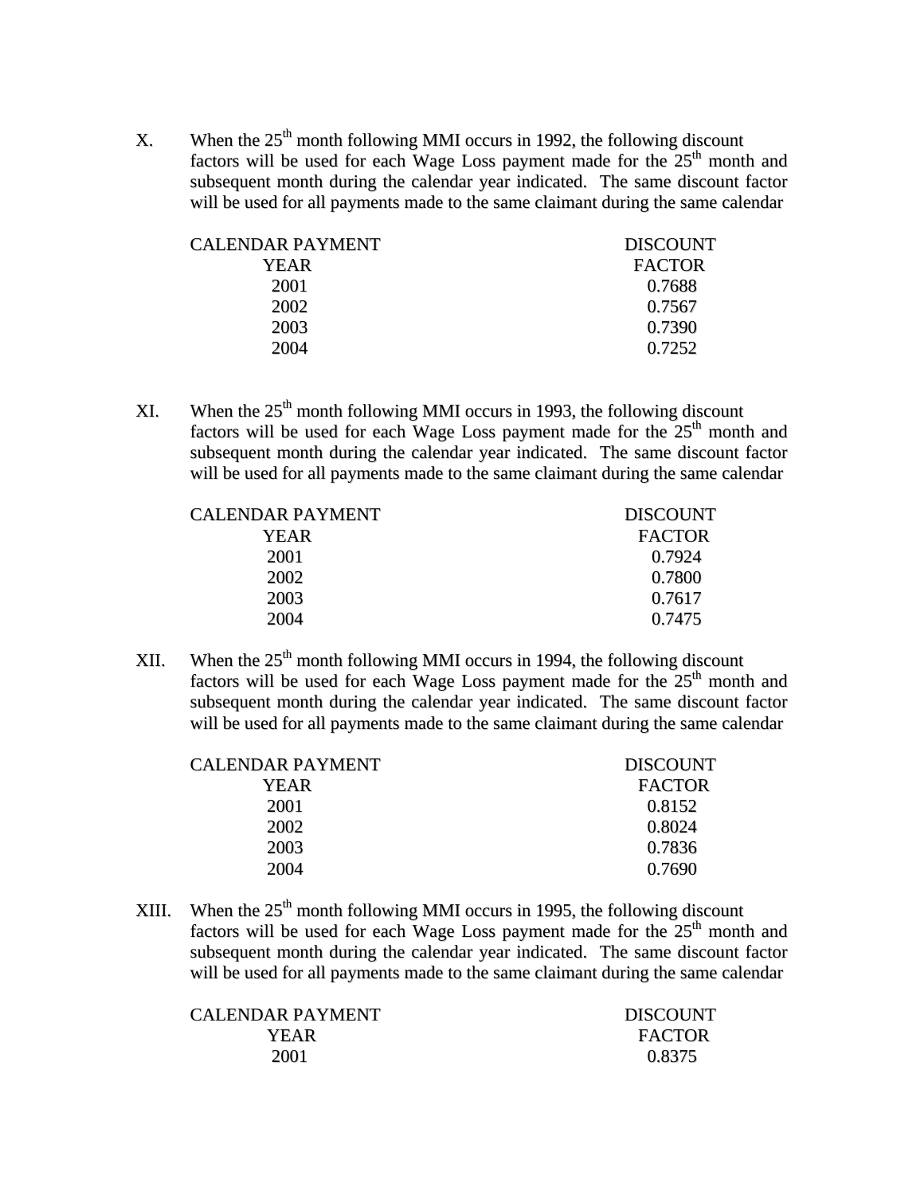X. When the 25th month following MMI occurs in 1992, the following discount factors will be used for each Wage Loss payment made for the 25th month and subsequent month during the calendar year indicated. The same discount factor will be used for all payments made to the same claimant during the same calendar

| CALENDAR PAYMENT YEAR | DISCOUNT FACTOR |
|---|---|
| 2001 | 0.7688 |
| 2002 | 0.7567 |
| 2003 | 0.7390 |
| 2004 | 0.7252 |

XI. When the 25th month following MMI occurs in 1993, the following discount factors will be used for each Wage Loss payment made for the 25th month and subsequent month during the calendar year indicated. The same discount factor will be used for all payments made to the same claimant during the same calendar

| CALENDAR PAYMENT YEAR | DISCOUNT FACTOR |
|---|---|
| 2001 | 0.7924 |
| 2002 | 0.7800 |
| 2003 | 0.7617 |
| 2004 | 0.7475 |

XII. When the 25th month following MMI occurs in 1994, the following discount factors will be used for each Wage Loss payment made for the 25th month and subsequent month during the calendar year indicated. The same discount factor will be used for all payments made to the same claimant during the same calendar

| CALENDAR PAYMENT YEAR | DISCOUNT FACTOR |
|---|---|
| 2001 | 0.8152 |
| 2002 | 0.8024 |
| 2003 | 0.7836 |
| 2004 | 0.7690 |

XIII. When the 25th month following MMI occurs in 1995, the following discount factors will be used for each Wage Loss payment made for the 25th month and subsequent month during the calendar year indicated. The same discount factor will be used for all payments made to the same claimant during the same calendar

| CALENDAR PAYMENT YEAR | DISCOUNT FACTOR |
|---|---|
| 2001 | 0.8375 |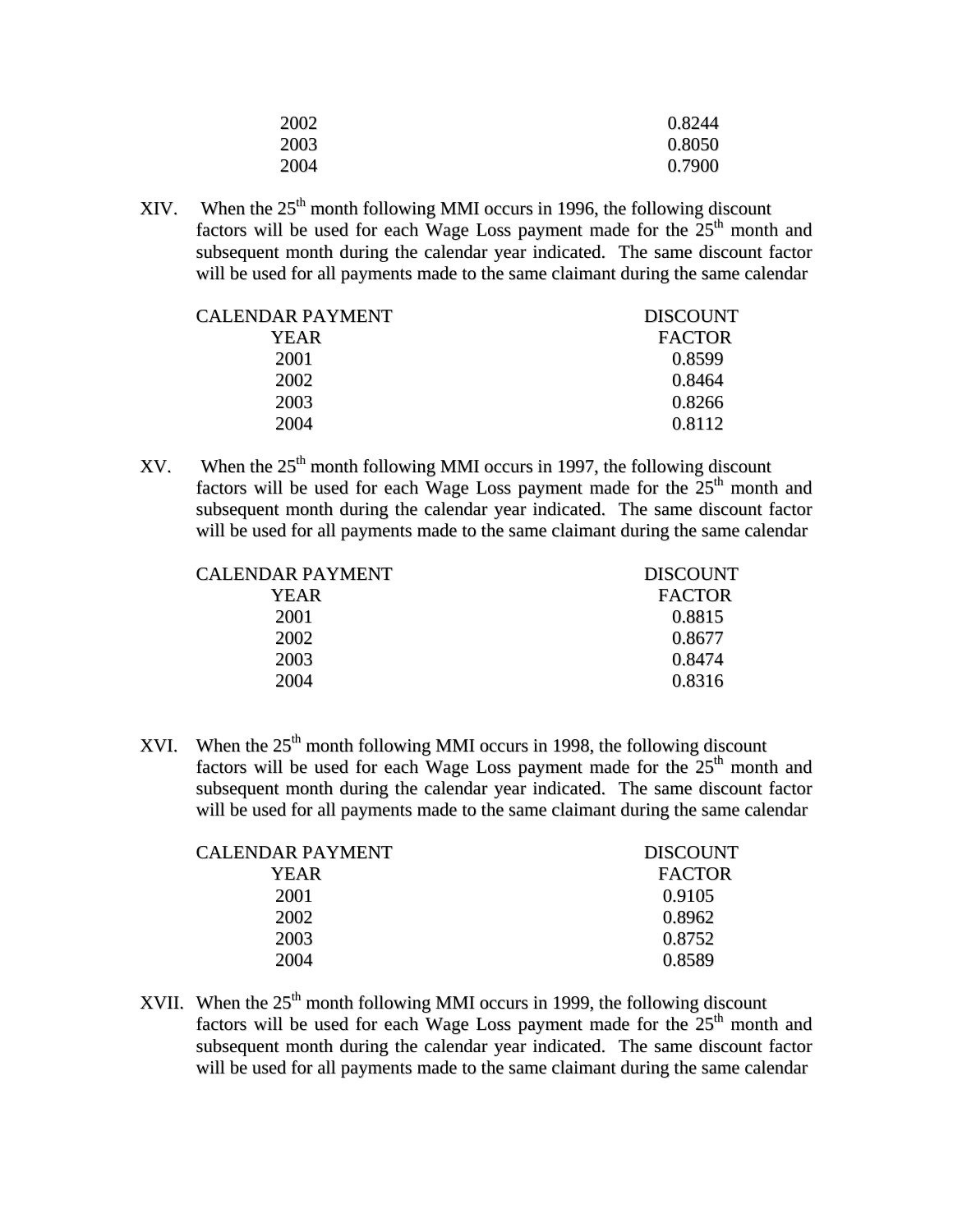| | |
|---|---|
| 2002 | 0.8244 |
| 2003 | 0.8050 |
| 2004 | 0.7900 |

XIV. When the 25th month following MMI occurs in 1996, the following discount factors will be used for each Wage Loss payment made for the 25th month and subsequent month during the calendar year indicated. The same discount factor will be used for all payments made to the same claimant during the same calendar

| CALENDAR PAYMENT YEAR | DISCOUNT FACTOR |
|---|---|
| 2001 | 0.8599 |
| 2002 | 0.8464 |
| 2003 | 0.8266 |
| 2004 | 0.8112 |

XV. When the 25th month following MMI occurs in 1997, the following discount factors will be used for each Wage Loss payment made for the 25th month and subsequent month during the calendar year indicated. The same discount factor will be used for all payments made to the same claimant during the same calendar

| CALENDAR PAYMENT YEAR | DISCOUNT FACTOR |
|---|---|
| 2001 | 0.8815 |
| 2002 | 0.8677 |
| 2003 | 0.8474 |
| 2004 | 0.8316 |

XVI. When the 25th month following MMI occurs in 1998, the following discount factors will be used for each Wage Loss payment made for the 25th month and subsequent month during the calendar year indicated. The same discount factor will be used for all payments made to the same claimant during the same calendar

| CALENDAR PAYMENT YEAR | DISCOUNT FACTOR |
|---|---|
| 2001 | 0.9105 |
| 2002 | 0.8962 |
| 2003 | 0.8752 |
| 2004 | 0.8589 |

XVII. When the 25th month following MMI occurs in 1999, the following discount factors will be used for each Wage Loss payment made for the 25th month and subsequent month during the calendar year indicated. The same discount factor will be used for all payments made to the same claimant during the same calendar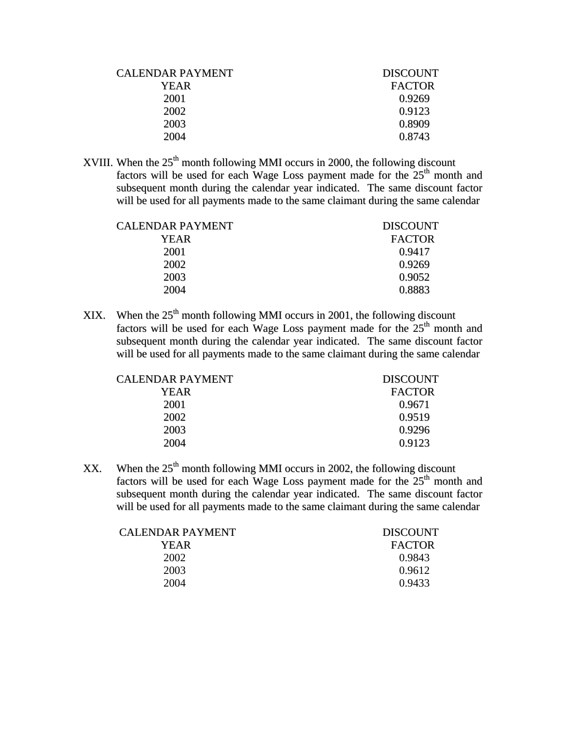| CALENDAR PAYMENT YEAR | DISCOUNT FACTOR |
|---|---|
| 2001 | 0.9269 |
| 2002 | 0.9123 |
| 2003 | 0.8909 |
| 2004 | 0.8743 |

XVIII. When the 25th month following MMI occurs in 2000, the following discount factors will be used for each Wage Loss payment made for the 25th month and subsequent month during the calendar year indicated. The same discount factor will be used for all payments made to the same claimant during the same calendar

| CALENDAR PAYMENT YEAR | DISCOUNT FACTOR |
|---|---|
| 2001 | 0.9417 |
| 2002 | 0.9269 |
| 2003 | 0.9052 |
| 2004 | 0.8883 |

XIX. When the 25th month following MMI occurs in 2001, the following discount factors will be used for each Wage Loss payment made for the 25th month and subsequent month during the calendar year indicated. The same discount factor will be used for all payments made to the same claimant during the same calendar

| CALENDAR PAYMENT YEAR | DISCOUNT FACTOR |
|---|---|
| 2001 | 0.9671 |
| 2002 | 0.9519 |
| 2003 | 0.9296 |
| 2004 | 0.9123 |

XX. When the 25th month following MMI occurs in 2002, the following discount factors will be used for each Wage Loss payment made for the 25th month and subsequent month during the calendar year indicated. The same discount factor will be used for all payments made to the same claimant during the same calendar

| CALENDAR PAYMENT YEAR | DISCOUNT FACTOR |
|---|---|
| 2002 | 0.9843 |
| 2003 | 0.9612 |
| 2004 | 0.9433 |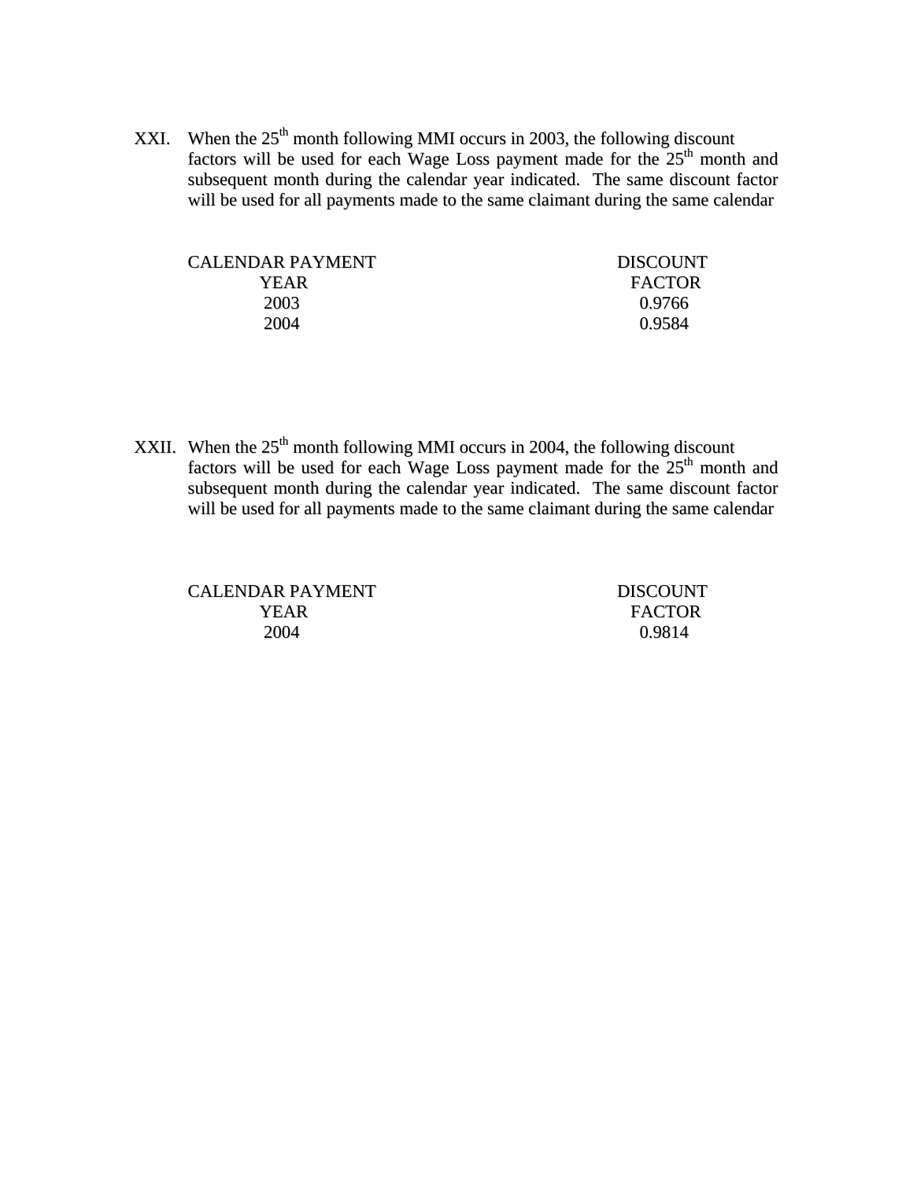XXI. When the 25th month following MMI occurs in 2003, the following discount factors will be used for each Wage Loss payment made for the 25th month and subsequent month during the calendar year indicated. The same discount factor will be used for all payments made to the same claimant during the same calendar

| CALENDAR PAYMENT YEAR | DISCOUNT FACTOR |
|---|---|
| 2003 | 0.9766 |
| 2004 | 0.9584 |

XXII. When the 25th month following MMI occurs in 2004, the following discount factors will be used for each Wage Loss payment made for the 25th month and subsequent month during the calendar year indicated. The same discount factor will be used for all payments made to the same claimant during the same calendar

| CALENDAR PAYMENT YEAR | DISCOUNT FACTOR |
|---|---|
| 2004 | 0.9814 |